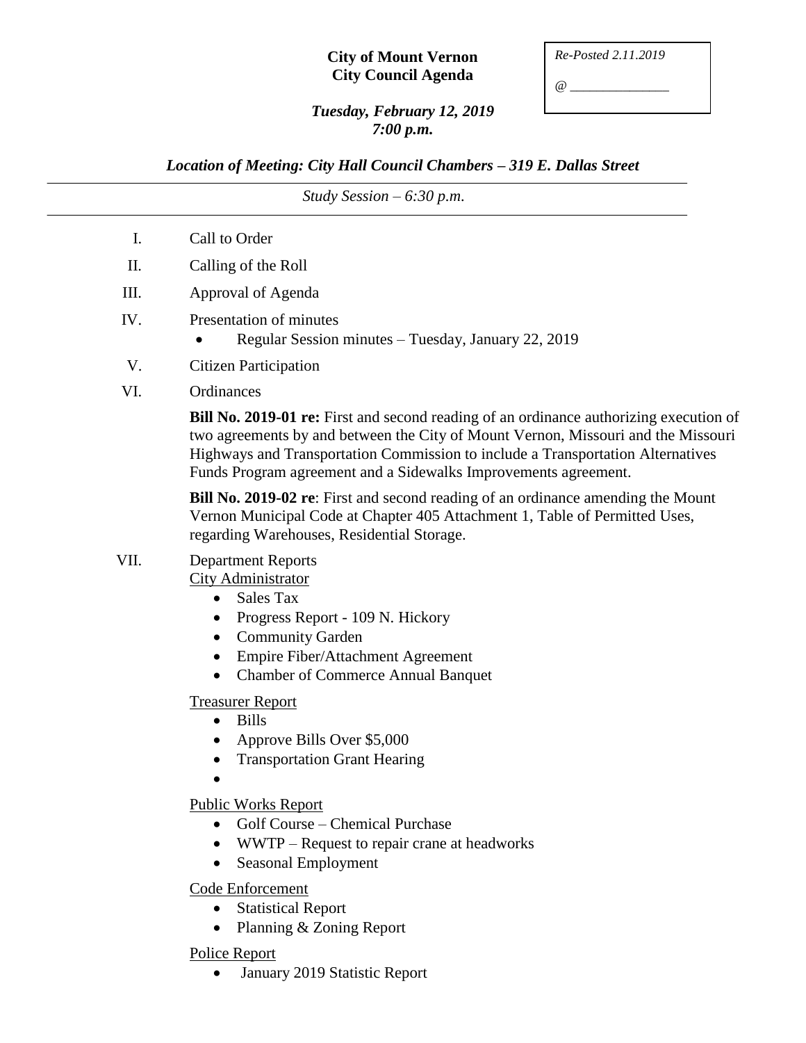Re-Posted 2.11.2019

@ _______________

**City of Mount Vernon**
**City Council Agenda**

***Tuesday, February 12, 2019***
***7:00 p.m.***

***Location of Meeting: City Hall Council Chambers – 319 E. Dallas Street***

*Study Session – 6:30 p.m.*

I. Call to Order

II. Calling of the Roll

III. Approval of Agenda

IV. Presentation of minutes
- Regular Session minutes – Tuesday, January 22, 2019

V. Citizen Participation

VI. Ordinances

**Bill No. 2019-01 re:** First and second reading of an ordinance authorizing execution of two agreements by and between the City of Mount Vernon, Missouri and the Missouri Highways and Transportation Commission to include a Transportation Alternatives Funds Program agreement and a Sidewalks Improvements agreement.

**Bill No. 2019-02 re**: First and second reading of an ordinance amending the Mount Vernon Municipal Code at Chapter 405 Attachment 1, Table of Permitted Uses, regarding Warehouses, Residential Storage.

VII. Department Reports

City Administrator
- Sales Tax
- Progress Report - 109 N. Hickory
- Community Garden
- Empire Fiber/Attachment Agreement
- Chamber of Commerce Annual Banquet

Treasurer Report
- Bills
- Approve Bills Over $5,000
- Transportation Grant Hearing
-

Public Works Report
- Golf Course – Chemical Purchase
- WWTP – Request to repair crane at headworks
- Seasonal Employment

Code Enforcement
- Statistical Report
- Planning & Zoning Report

Police Report
- January 2019 Statistic Report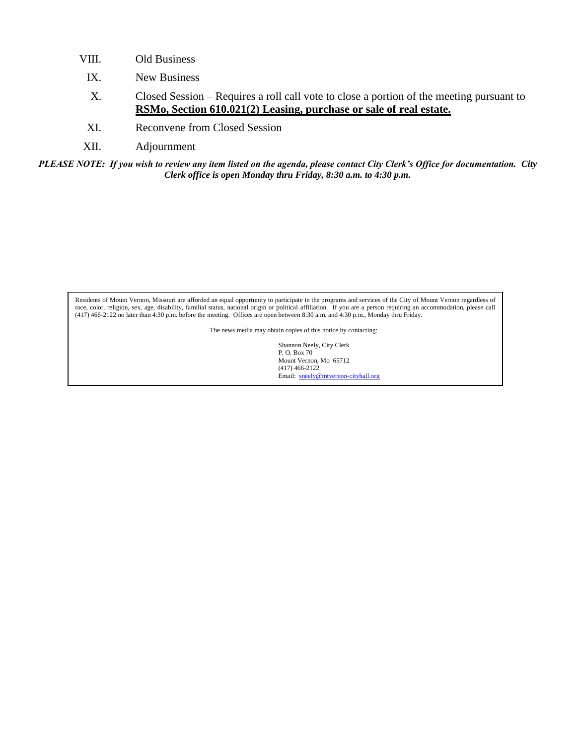VIII. Old Business

IX. New Business

X. Closed Session – Requires a roll call vote to close a portion of the meeting pursuant to **RSMo, Section 610.021(2) Leasing, purchase or sale of real estate.**

XI. Reconvene from Closed Session

XII. Adjournment

***PLEASE NOTE: If you wish to review any item listed on the agenda, please contact City Clerk's Office for documentation. City Clerk office is open Monday thru Friday, 8:30 a.m. to 4:30 p.m.***

Residents of Mount Vernon, Missouri are afforded an equal opportunity to participate in the programs and services of the City of Mount Vernon regardless of race, color, religion, sex, age, disability, familial status, national origin or political affiliation. If you are a person requiring an accommodation, please call (417) 466-2122 no later than 4:30 p.m. before the meeting. Offices are open between 8:30 a.m. and 4:30 p.m., Monday thru Friday.

The news media may obtain copies of this notice by contacting:

Shannon Neely, City Clerk
P. O. Box 70
Mount Vernon, Mo 65712
(417) 466-2122
Email: sneely@mtvernon-cityhall.org